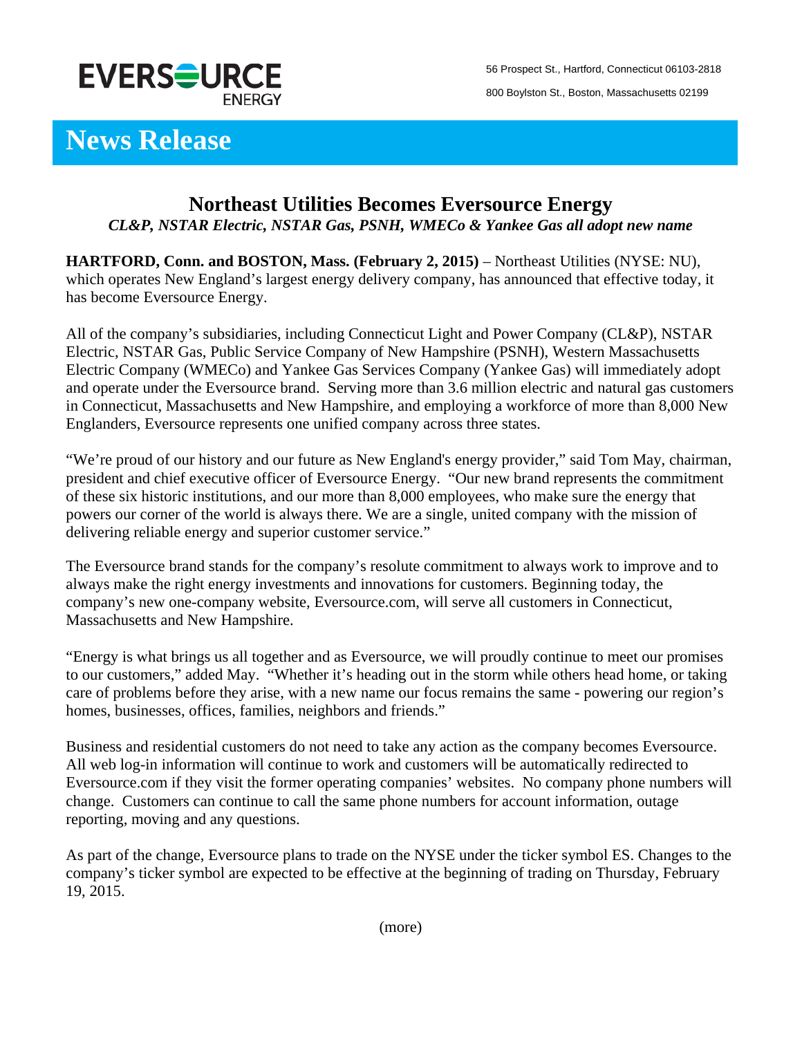EVERSOURCE ENERGY

56 Prospect St., Hartford, Connecticut 06103-2818

800 Boylston St., Boston, Massachusetts 02199

# News Release

## Northeast Utilities Becomes Eversource Energy

*CL&P, NSTAR Electric, NSTAR Gas, PSNH, WMECo & Yankee Gas all adopt new name*

**HARTFORD, Conn. and BOSTON, Mass. (February 2, 2015)** – Northeast Utilities (NYSE: NU), which operates New England's largest energy delivery company, has announced that effective today, it has become Eversource Energy.

All of the company's subsidiaries, including Connecticut Light and Power Company (CL&P), NSTAR Electric, NSTAR Gas, Public Service Company of New Hampshire (PSNH), Western Massachusetts Electric Company (WMECo) and Yankee Gas Services Company (Yankee Gas) will immediately adopt and operate under the Eversource brand. Serving more than 3.6 million electric and natural gas customers in Connecticut, Massachusetts and New Hampshire, and employing a workforce of more than 8,000 New Englanders, Eversource represents one unified company across three states.

"We're proud of our history and our future as New England's energy provider," said Tom May, chairman, president and chief executive officer of Eversource Energy. "Our new brand represents the commitment of these six historic institutions, and our more than 8,000 employees, who make sure the energy that powers our corner of the world is always there. We are a single, united company with the mission of delivering reliable energy and superior customer service."

The Eversource brand stands for the company's resolute commitment to always work to improve and to always make the right energy investments and innovations for customers. Beginning today, the company's new one-company website, Eversource.com, will serve all customers in Connecticut, Massachusetts and New Hampshire.

"Energy is what brings us all together and as Eversource, we will proudly continue to meet our promises to our customers," added May. "Whether it's heading out in the storm while others head home, or taking care of problems before they arise, with a new name our focus remains the same - powering our region's homes, businesses, offices, families, neighbors and friends."

Business and residential customers do not need to take any action as the company becomes Eversource. All web log-in information will continue to work and customers will be automatically redirected to Eversource.com if they visit the former operating companies' websites. No company phone numbers will change. Customers can continue to call the same phone numbers for account information, outage reporting, moving and any questions.

As part of the change, Eversource plans to trade on the NYSE under the ticker symbol ES. Changes to the company's ticker symbol are expected to be effective at the beginning of trading on Thursday, February 19, 2015.

(more)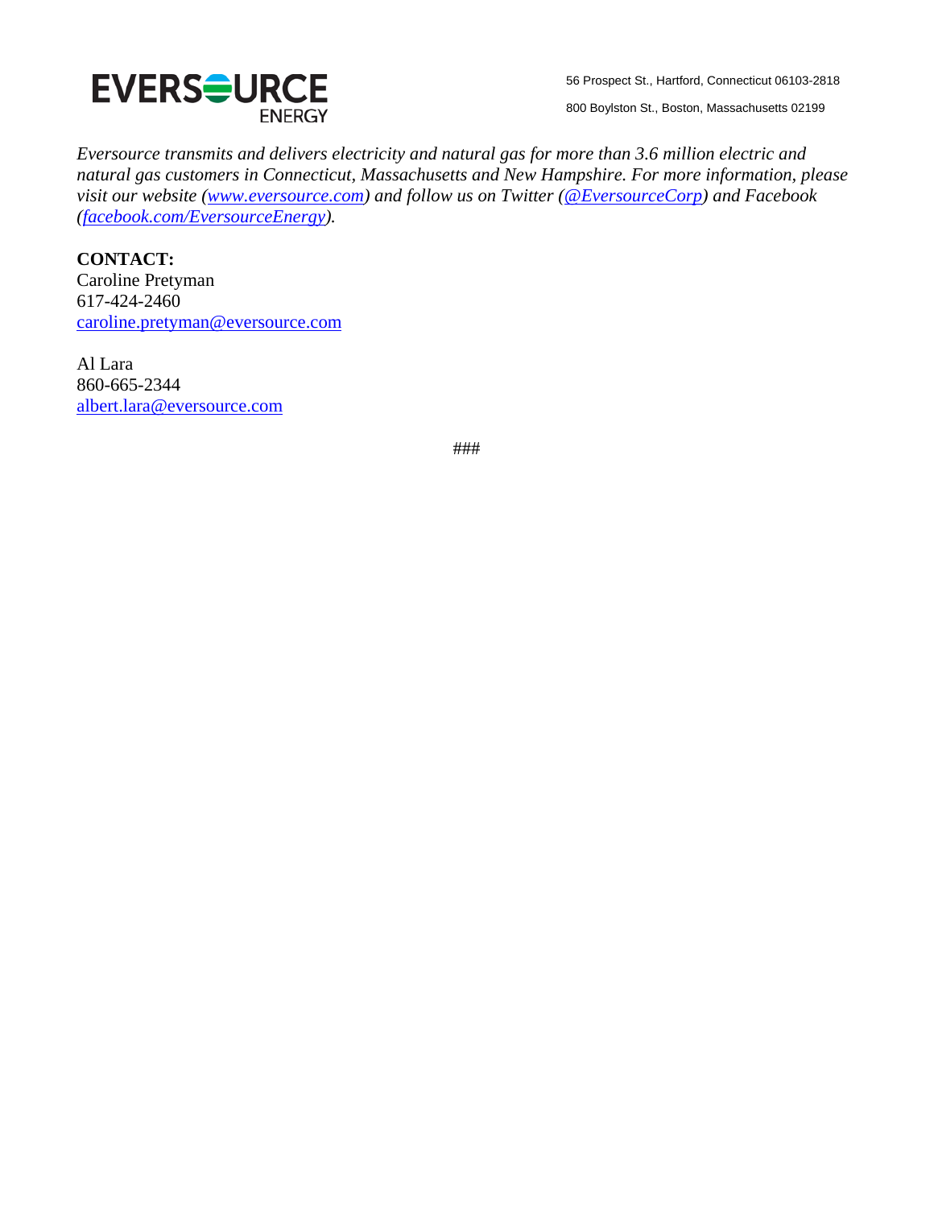56 Prospect St., Hartford, Connecticut 06103-2818

800 Boylston St., Boston, Massachusetts 02199

*Eversource transmits and delivers electricity and natural gas for more than 3.6 million electric and natural gas customers in Connecticut, Massachusetts and New Hampshire. For more information, please visit our website ([www.eversource.com](http://www.eversource.com)) and follow us on Twitter ([@EversourceCorp](https://twitter.com/EversourceCorp)) and Facebook ([facebook.com/EversourceEnergy](https://facebook.com/EversourceEnergy)).*

**CONTACT:**
Caroline Pretyman
617-424-2460
[caroline.pretyman@eversource.com](mailto:caroline.pretyman@eversource.com)

Al Lara
860-665-2344
[albert.lara@eversource.com](mailto:albert.lara@eversource.com)

###